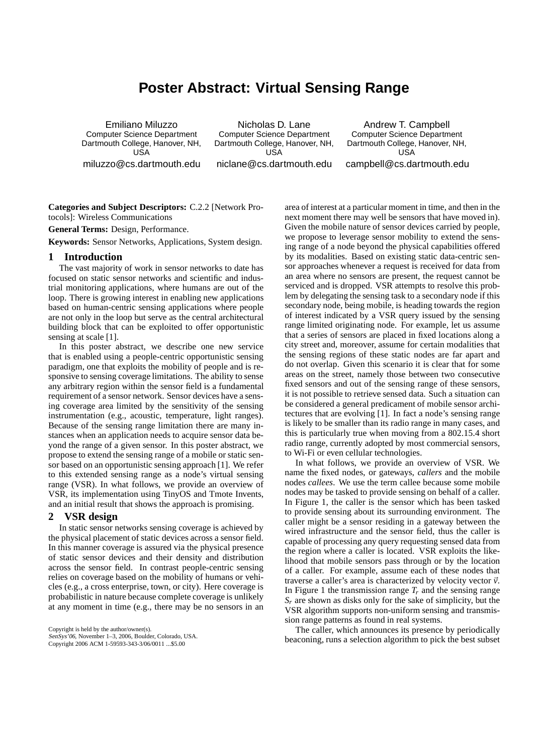# Poster Abstract: Virtual Sensing Range

Emiliano Miluzzo
Computer Science Department
Dartmouth College, Hanover, NH, USA
miluzzo@cs.dartmouth.edu

Nicholas D. Lane
Computer Science Department
Dartmouth College, Hanover, NH, USA
niclane@cs.dartmouth.edu

Andrew T. Campbell
Computer Science Department
Dartmouth College, Hanover, NH, USA
campbell@cs.dartmouth.edu

**Categories and Subject Descriptors:** C.2.2 [Network Protocols]: Wireless Communications

**General Terms:** Design, Performance.

**Keywords:** Sensor Networks, Applications, System design.

## 1 Introduction

The vast majority of work in sensor networks to date has focused on static sensor networks and scientific and industrial monitoring applications, where humans are out of the loop. There is growing interest in enabling new applications based on human-centric sensing applications where people are not only in the loop but serve as the central architectural building block that can be exploited to offer opportunistic sensing at scale [1].

In this poster abstract, we describe one new service that is enabled using a people-centric opportunistic sensing paradigm, one that exploits the mobility of people and is responsive to sensing coverage limitations. The ability to sense any arbitrary region within the sensor field is a fundamental requirement of a sensor network. Sensor devices have a sensing coverage area limited by the sensitivity of the sensing instrumentation (e.g., acoustic, temperature, light ranges). Because of the sensing range limitation there are many instances when an application needs to acquire sensor data beyond the range of a given sensor. In this poster abstract, we propose to extend the sensing range of a mobile or static sensor based on an opportunistic sensing approach [1]. We refer to this extended sensing range as a node's virtual sensing range (VSR). In what follows, we provide an overview of VSR, its implementation using TinyOS and Tmote Invents, and an initial result that shows the approach is promising.

## 2 VSR design

In static sensor networks sensing coverage is achieved by the physical placement of static devices across a sensor field. In this manner coverage is assured via the physical presence of static sensor devices and their density and distribution across the sensor field. In contrast people-centric sensing relies on coverage based on the mobility of humans or vehicles (e.g., a cross enterprise, town, or city). Here coverage is probabilistic in nature because complete coverage is unlikely at any moment in time (e.g., there may be no sensors in an area of interest at a particular moment in time, and then in the next moment there may well be sensors that have moved in). Given the mobile nature of sensor devices carried by people, we propose to leverage sensor mobility to extend the sensing range of a node beyond the physical capabilities offered by its modalities. Based on existing static data-centric sensor approaches whenever a request is received for data from an area where no sensors are present, the request cannot be serviced and is dropped. VSR attempts to resolve this problem by delegating the sensing task to a secondary node if this secondary node, being mobile, is heading towards the region of interest indicated by a VSR query issued by the sensing range limited originating node. For example, let us assume that a series of sensors are placed in fixed locations along a city street and, moreover, assume for certain modalities that the sensing regions of these static nodes are far apart and do not overlap. Given this scenario it is clear that for some areas on the street, namely those between two consecutive fixed sensors and out of the sensing range of these sensors, it is not possible to retrieve sensed data. Such a situation can be considered a general predicament of mobile sensor architectures that are evolving [1]. In fact a node's sensing range is likely to be smaller than its radio range in many cases, and this is particularly true when moving from a 802.15.4 short radio range, currently adopted by most commercial sensors, to Wi-Fi or even cellular technologies.

In what follows, we provide an overview of VSR. We name the fixed nodes, or gateways, *callers* and the mobile nodes *callees*. We use the term callee because some mobile nodes may be tasked to provide sensing on behalf of a caller. In Figure 1, the caller is the sensor which has been tasked to provide sensing about its surrounding environment. The caller might be a sensor residing in a gateway between the wired infrastructure and the sensor field, thus the caller is capable of processing any query requesting sensed data from the region where a caller is located. VSR exploits the likelihood that mobile sensors pass through or by the location of a caller. For example, assume each of these nodes that traverse a caller's area is characterized by velocity vector $\vec{v}$. In Figure 1 the transmission range $T_r$ and the sensing range $S_r$ are shown as disks only for the sake of simplicity, but the VSR algorithm supports non-uniform sensing and transmission range patterns as found in real systems.

The caller, which announces its presence by periodically beaconing, runs a selection algorithm to pick the best subset

Copyright is held by the author/owner(s).
*SenSys'06*, November 1–3, 2006, Boulder, Colorado, USA.
Copyright 2006 ACM 1-59593-343-3/06/0011 ...$5.00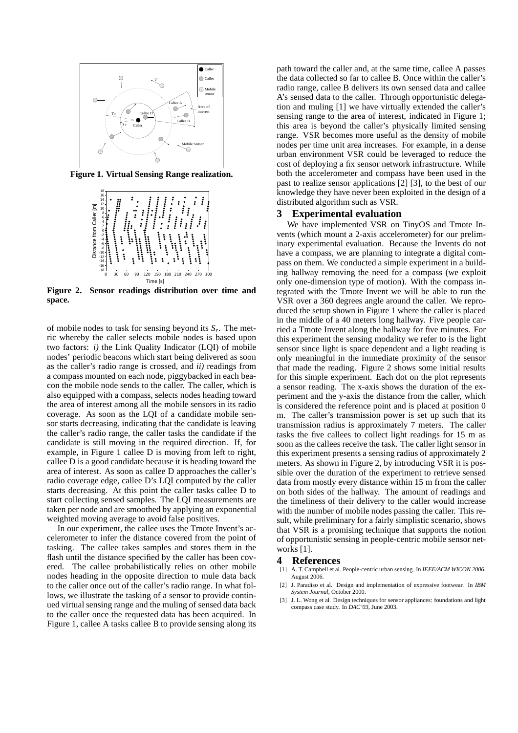Caller

Callee

Mobile sensor

Callee A

Area of interest

Callee D

Callee B

Caller

Mobile Sensor

$T_r$

$S_r$

Figure 1. Virtual Sensing Range realization.

Distance from Caller [m]

18
16
14
12
10
8
6
4
2
0
-2
-4
-6
-8
-10
-12
-14
-16
-18

0 30 60 90 120 150 180 210 240 270 300

Time [s]

**Figure 2. Sensor readings distribution over time and space.**

of mobile nodes to task for sensing beyond its $S_r$. The metric whereby the caller selects mobile nodes is based upon two factors: *i)* the Link Quality Indicator (LQI) of mobile nodes' periodic beacons which start being delivered as soon as the caller's radio range is crossed, and *ii)* readings from a compass mounted on each node, piggybacked in each beacon the mobile node sends to the caller. The caller, which is also equipped with a compass, selects nodes heading toward the area of interest among all the mobile sensors in its radio coverage. As soon as the LQI of a candidate mobile sensor starts decreasing, indicating that the candidate is leaving the caller's radio range, the caller tasks the candidate if the candidate is still moving in the required direction. If, for example, in Figure 1 callee D is moving from left to right, callee D is a good candidate because it is heading toward the area of interest. As soon as callee D approaches the caller's radio coverage edge, callee D's LQI computed by the caller starts decreasing. At this point the caller tasks callee D to start collecting sensed samples. The LQI measurements are taken per node and are smoothed by applying an exponential weighted moving average to avoid false positives.

In our experiment, the callee uses the Tmote Invent's accelerometer to infer the distance covered from the point of tasking. The callee takes samples and stores them in the flash until the distance specified by the caller has been covered. The callee probabilistically relies on other mobile nodes heading in the opposite direction to mule data back to the caller once out of the caller's radio range. In what follows, we illustrate the tasking of a sensor to provide continued virtual sensing range and the muling of sensed data back to the caller once the requested data has been acquired. In Figure 1, callee A tasks callee B to provide sensing along its path toward the caller and, at the same time, callee A passes the data collected so far to callee B. Once within the caller's radio range, callee B delivers its own sensed data and callee A's sensed data to the caller. Through opportunistic delegation and muling [1] we have virtually extended the caller's sensing range to the area of interest, indicated in Figure 1; this area is beyond the caller's physically limited sensing range. VSR becomes more useful as the density of mobile nodes per time unit area increases. For example, in a dense urban environment VSR could be leveraged to reduce the cost of deploying a fix sensor network infrastructure. While both the accelerometer and compass have been used in the past to realize sensor applications [2] [3], to the best of our knowledge they have never been exploited in the design of a distributed algorithm such as VSR.

## 3 Experimental evaluation

We have implemented VSR on TinyOS and Tmote Invents (which mount a 2-axis accelerometer) for our preliminary experimental evaluation. Because the Invents do not have a compass, we are planning to integrate a digital compass on them. We conducted a simple experiment in a building hallway removing the need for a compass (we exploit only one-dimension type of motion). With the compass integrated with the Tmote Invent we will be able to run the VSR over a 360 degrees angle around the caller. We reproduced the setup shown in Figure 1 where the caller is placed in the middle of a 40 meters long hallway. Five people carried a Tmote Invent along the hallway for five minutes. For this experiment the sensing modality we refer to is the light sensor since light is space dependent and a light reading is only meaningful in the immediate proximity of the sensor that made the reading. Figure 2 shows some initial results for this simple experiment. Each dot on the plot represents a sensor reading. The x-axis shows the duration of the experiment and the y-axis the distance from the caller, which is considered the reference point and is placed at position 0 m. The caller's transmission power is set up such that its transmission radius is approximately 7 meters. The caller tasks the five callees to collect light readings for 15 m as soon as the callees receive the task. The caller light sensor in this experiment presents a sensing radius of approximately 2 meters. As shown in Figure 2, by introducing VSR it is possible over the duration of the experiment to retrieve sensed data from mostly every distance within 15 m from the caller on both sides of the hallway. The amount of readings and the timeliness of their delivery to the caller would increase with the number of mobile nodes passing the caller. This result, while preliminary for a fairly simplistic scenario, shows that VSR is a promising technique that supports the notion of opportunistic sensing in people-centric mobile sensor networks [1].

## 4 References

[1] A. T. Campbell et al. People-centric urban sensing. In *IEEE/ACM WICON 2006*, August 2006.

[2] J. Paradiso et al. Design and implementation of expressive footwear. In *IBM System Journal*, October 2000.

[3] J. L. Wong et al. Design techniques for sensor appliances: foundations and light compass case study. In *DAC'03*, June 2003.